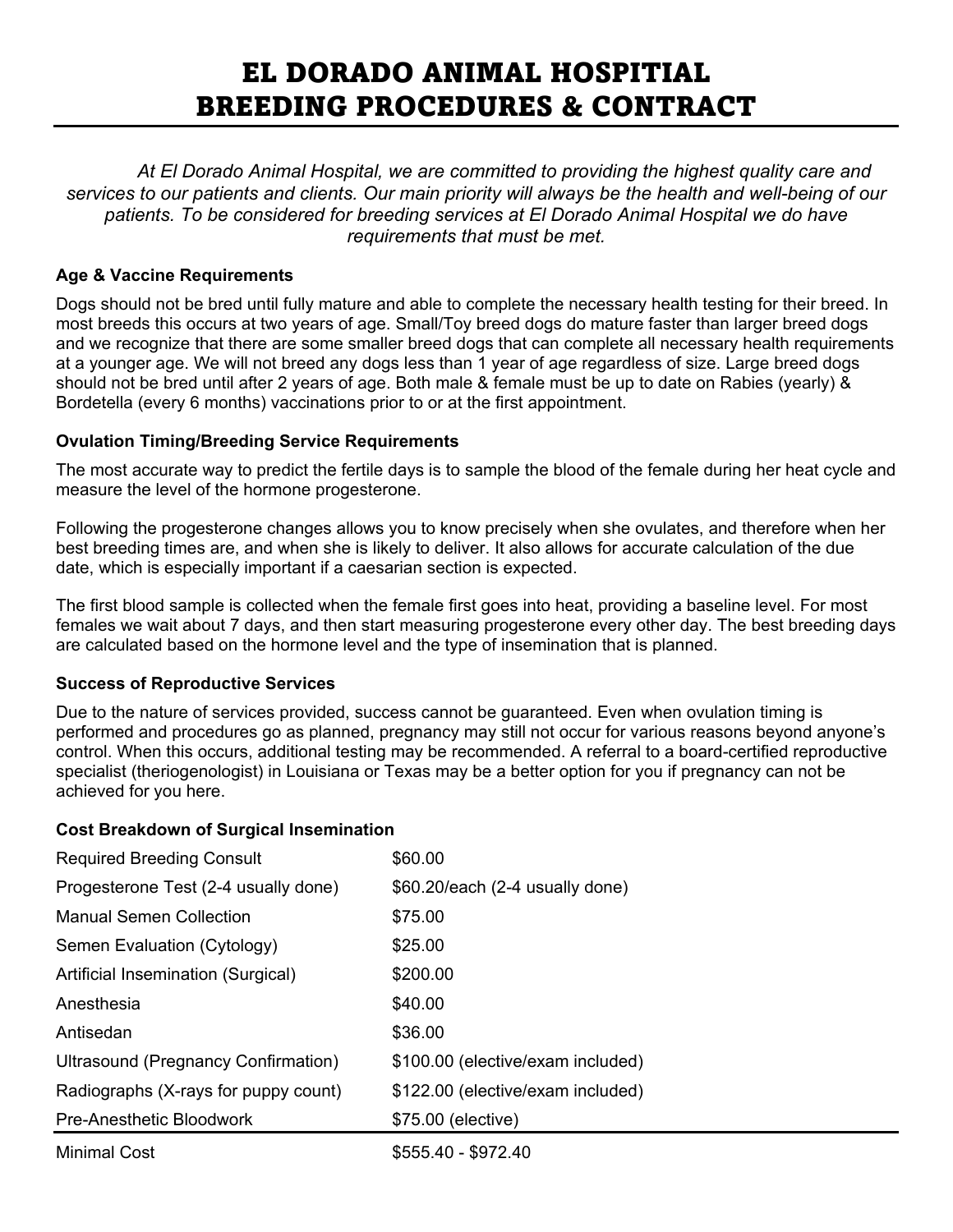# EL DORADO ANIMAL HOSPITIAL BREEDING PROCEDURES & CONTRACT

*At El Dorado Animal Hospital, we are committed to providing the highest quality care and services to our patients and clients. Our main priority will always be the health and well-being of our patients. To be considered for breeding services at El Dorado Animal Hospital we do have requirements that must be met.*

### Age & Vaccine Requirements

Dogs should not be bred until fully mature and able to complete the necessary health testing for their breed. In most breeds this occurs at two years of age. Small/Toy breed dogs do mature faster than larger breed dogs and we recognize that there are some smaller breed dogs that can complete all necessary health requirements at a younger age. We will not breed any dogs less than 1 year of age regardless of size. Large breed dogs should not be bred until after 2 years of age. Both male & female must be up to date on Rabies (yearly) & Bordetella (every 6 months) vaccinations prior to or at the first appointment.

### Ovulation Timing/Breeding Service Requirements

The most accurate way to predict the fertile days is to sample the blood of the female during her heat cycle and measure the level of the hormone progesterone.

Following the progesterone changes allows you to know precisely when she ovulates, and therefore when her best breeding times are, and when she is likely to deliver. It also allows for accurate calculation of the due date, which is especially important if a caesarian section is expected.

The first blood sample is collected when the female first goes into heat, providing a baseline level. For most females we wait about 7 days, and then start measuring progesterone every other day. The best breeding days are calculated based on the hormone level and the type of insemination that is planned.

### Success of Reproductive Services

Due to the nature of services provided, success cannot be guaranteed. Even when ovulation timing is performed and procedures go as planned, pregnancy may still not occur for various reasons beyond anyone's control. When this occurs, additional testing may be recommended. A referral to a board-certified reproductive specialist (theriogenologist) in Louisiana or Texas may be a better option for you if pregnancy can not be achieved for you here.

### Cost Breakdown of Surgical Insemination

| Service | Cost |
|---|---|
| Required Breeding Consult | $60.00 |
| Progesterone Test (2-4 usually done) | $60.20/each (2-4 usually done) |
| Manual Semen Collection | $75.00 |
| Semen Evaluation (Cytology) | $25.00 |
| Artificial Insemination (Surgical) | $200.00 |
| Anesthesia | $40.00 |
| Antisedan | $36.00 |
| Ultrasound (Pregnancy Confirmation) | $100.00 (elective/exam included) |
| Radiographs (X-rays for puppy count) | $122.00 (elective/exam included) |
| Pre-Anesthetic Bloodwork | $75.00 (elective) |
| Minimal Cost | $555.40 - $972.40 |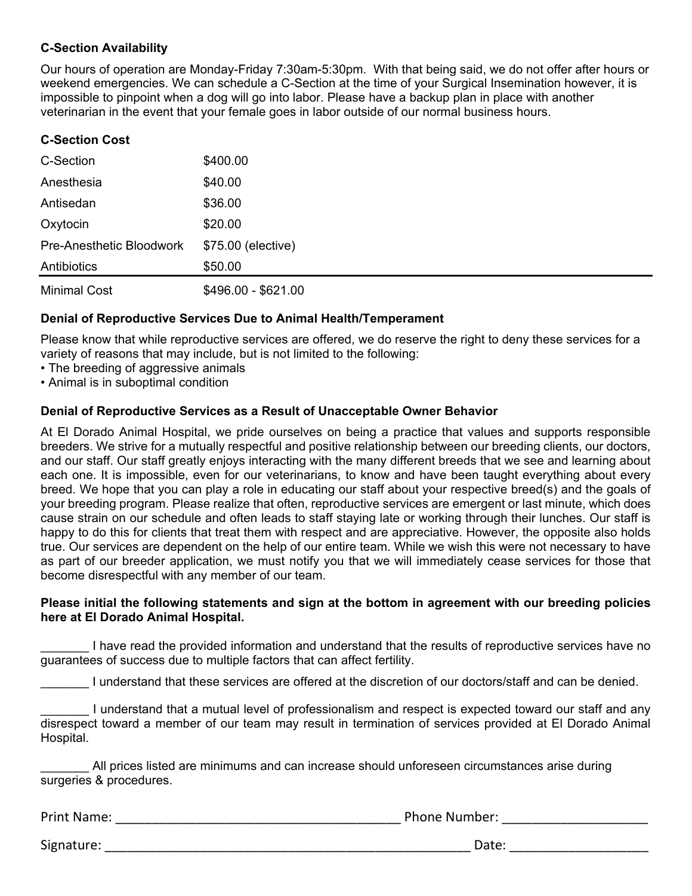**C-Section Availability**

Our hours of operation are Monday-Friday 7:30am-5:30pm. With that being said, we do not offer after hours or weekend emergencies. We can schedule a C-Section at the time of your Surgical Insemination however, it is impossible to pinpoint when a dog will go into labor. Please have a backup plan in place with another veterinarian in the event that your female goes in labor outside of our normal business hours.

**C-Section Cost**

| | |
|---|---|
| C-Section | $400.00 |
| Anesthesia | $40.00 |
| Antisedan | $36.00 |
| Oxytocin | $20.00 |
| Pre-Anesthetic Bloodwork | $75.00 (elective) |
| Antibiotics | $50.00 |
| Minimal Cost | $496.00 - $621.00 |

**Denial of Reproductive Services Due to Animal Health/Temperament**

Please know that while reproductive services are offered, we do reserve the right to deny these services for a variety of reasons that may include, but is not limited to the following:

- The breeding of aggressive animals
- Animal is in suboptimal condition

**Denial of Reproductive Services as a Result of Unacceptable Owner Behavior**

At El Dorado Animal Hospital, we pride ourselves on being a practice that values and supports responsible breeders. We strive for a mutually respectful and positive relationship between our breeding clients, our doctors, and our staff. Our staff greatly enjoys interacting with the many different breeds that we see and learning about each one. It is impossible, even for our veterinarians, to know and have been taught everything about every breed. We hope that you can play a role in educating our staff about your respective breed(s) and the goals of your breeding program. Please realize that often, reproductive services are emergent or last minute, which does cause strain on our schedule and often leads to staff staying late or working through their lunches. Our staff is happy to do this for clients that treat them with respect and are appreciative. However, the opposite also holds true. Our services are dependent on the help of our entire team. While we wish this were not necessary to have as part of our breeder application, we must notify you that we will immediately cease services for those that become disrespectful with any member of our team.

**Please initial the following statements and sign at the bottom in agreement with our breeding policies here at El Dorado Animal Hospital.**

_______ I have read the provided information and understand that the results of reproductive services have no guarantees of success due to multiple factors that can affect fertility.

_______ I understand that these services are offered at the discretion of our doctors/staff and can be denied.

_______ I understand that a mutual level of professionalism and respect is expected toward our staff and any disrespect toward a member of our team may result in termination of services provided at El Dorado Animal Hospital.

_______ All prices listed are minimums and can increase should unforeseen circumstances arise during surgeries & procedures.

Print Name: ________________________________________ Phone Number: ____________________

Signature: ____________________________________________________ Date: ___________________